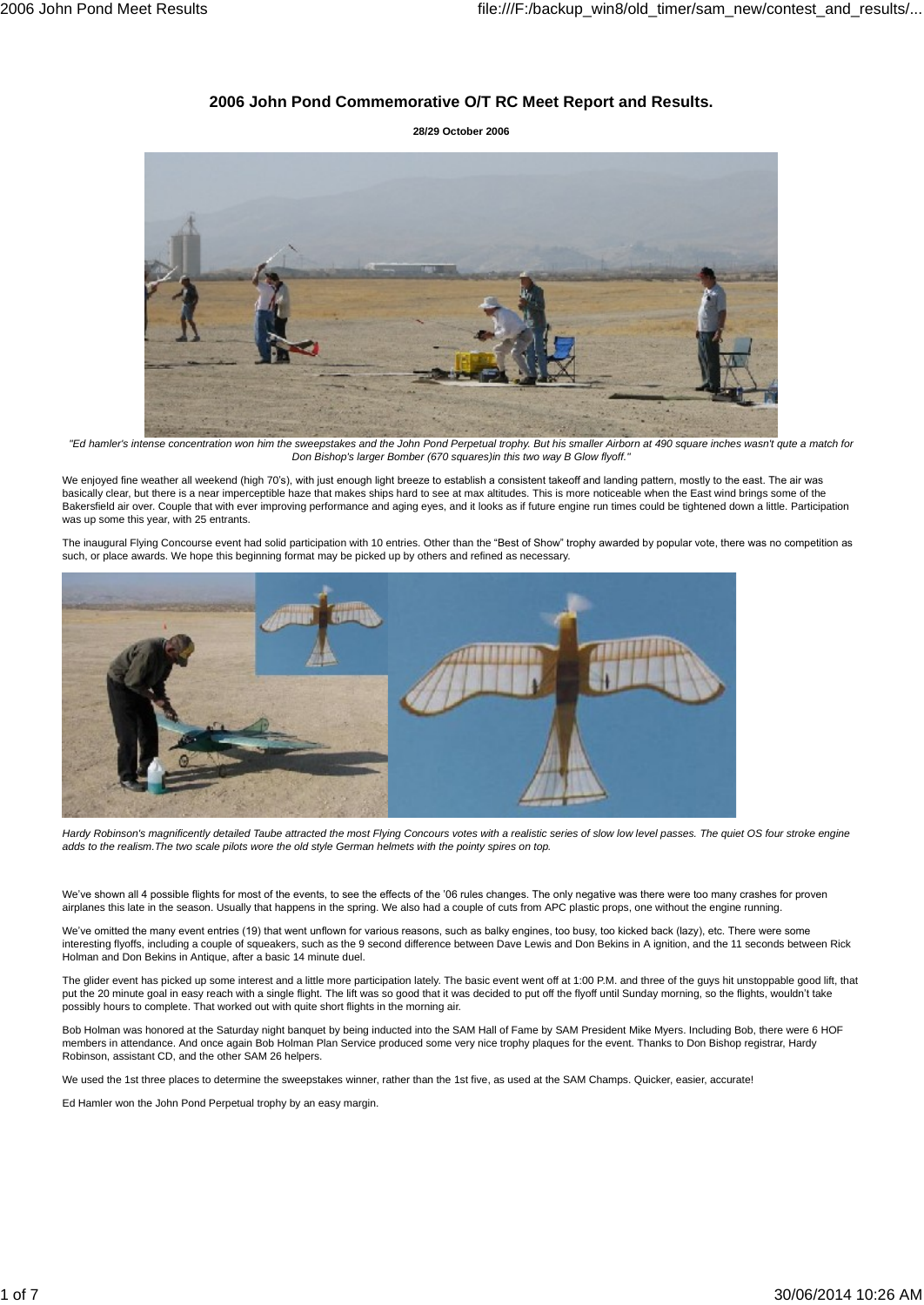## 2006 John Pond Commemorative O/T RC Meet Report and Results.

**28/29 October 2006**

*"Ed hamler's intense concentration won him the sweepstakes and the John Pond Perpetual trophy. But his smaller Airborn at 490 square inches wasn't qute a match for Don Bishop's larger Bomber (670 squares)in this two way B Glow flyoff."*

We enjoyed fine weather all weekend (high 70's), with just enough light breeze to establish a consistent takeoff and landing pattern, mostly to the east. The air was basically clear, but there is a near imperceptible haze that makes ships hard to see at max altitudes. This is more noticeable when the East wind brings some of the Bakersfield air over. Couple that with ever improving performance and aging eyes, and it looks as if future engine run times could be tightened down a little. Participation was up some this year, with 25 entrants.

The inaugural Flying Concourse event had solid participation with 10 entries. Other than the "Best of Show" trophy awarded by popular vote, there was no competition as such, or place awards. We hope this beginning format may be picked up by others and refined as necessary.

*Hardy Robinson's magnificently detailed Taube attracted the most Flying Concours votes with a realistic series of slow low level passes. The quiet OS four stroke engine adds to the realism.The two scale pilots wore the old style German helmets with the pointy spires on top.*

We've shown all 4 possible flights for most of the events, to see the effects of the '06 rules changes. The only negative was there were too many crashes for proven airplanes this late in the season. Usually that happens in the spring. We also had a couple of cuts from APC plastic props, one without the engine running.

We've omitted the many event entries (19) that went unflown for various reasons, such as balky engines, too busy, too kicked back (lazy), etc. There were some interesting flyoffs, including a couple of squeakers, such as the 9 second difference between Dave Lewis and Don Bekins in A ignition, and the 11 seconds between Rick Holman and Don Bekins in Antique, after a basic 14 minute duel.

The glider event has picked up some interest and a little more participation lately. The basic event went off at 1:00 P.M. and three of the guys hit unstoppable good lift, that put the 20 minute goal in easy reach with a single flight. The lift was so good that it was decided to put off the flyoff until Sunday morning, so the flights, wouldn't take possibly hours to complete. That worked out with quite short flights in the morning air.

Bob Holman was honored at the Saturday night banquet by being inducted into the SAM Hall of Fame by SAM President Mike Myers. Including Bob, there were 6 HOF members in attendance. And once again Bob Holman Plan Service produced some very nice trophy plaques for the event. Thanks to Don Bishop registrar, Hardy Robinson, assistant CD, and the other SAM 26 helpers.

We used the 1st three places to determine the sweepstakes winner, rather than the 1st five, as used at the SAM Champs. Quicker, easier, accurate!

Ed Hamler won the John Pond Perpetual trophy by an easy margin.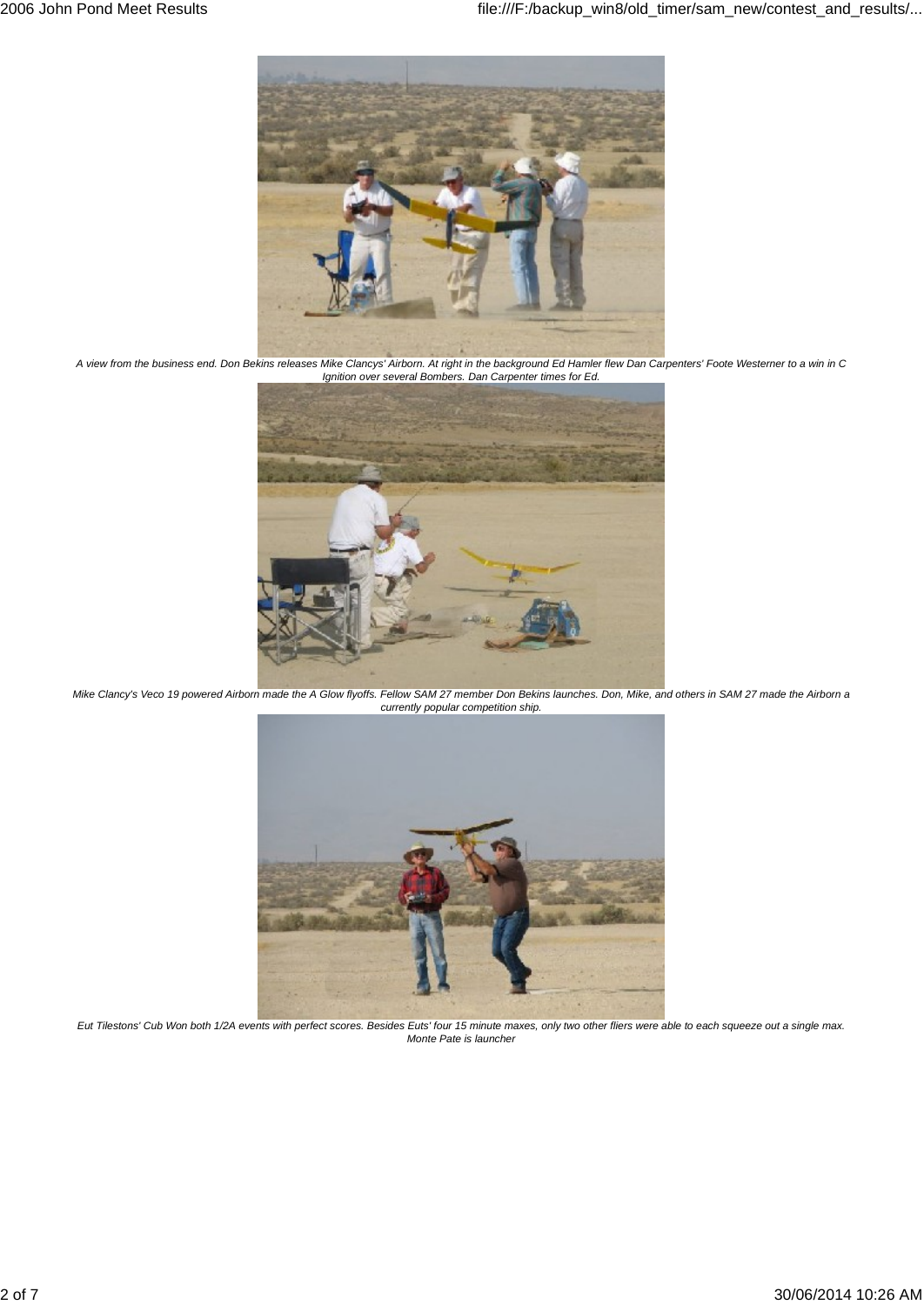*A view from the business end. Don Bekins releases Mike Clancys' Airborn. At right in the background Ed Hamler flew Dan Carpenters' Foote Westerner to a win in C Ignition over several Bombers. Dan Carpenter times for Ed.*

*Mike Clancy's Veco 19 powered Airborn made the A Glow flyoffs. Fellow SAM 27 member Don Bekins launches. Don, Mike, and others in SAM 27 made the Airborn a currently popular competition ship.*

*Eut Tilestons' Cub Won both 1/2A events with perfect scores. Besides Euts' four 15 minute maxes, only two other fliers were able to each squeeze out a single max. Monte Pate is launcher*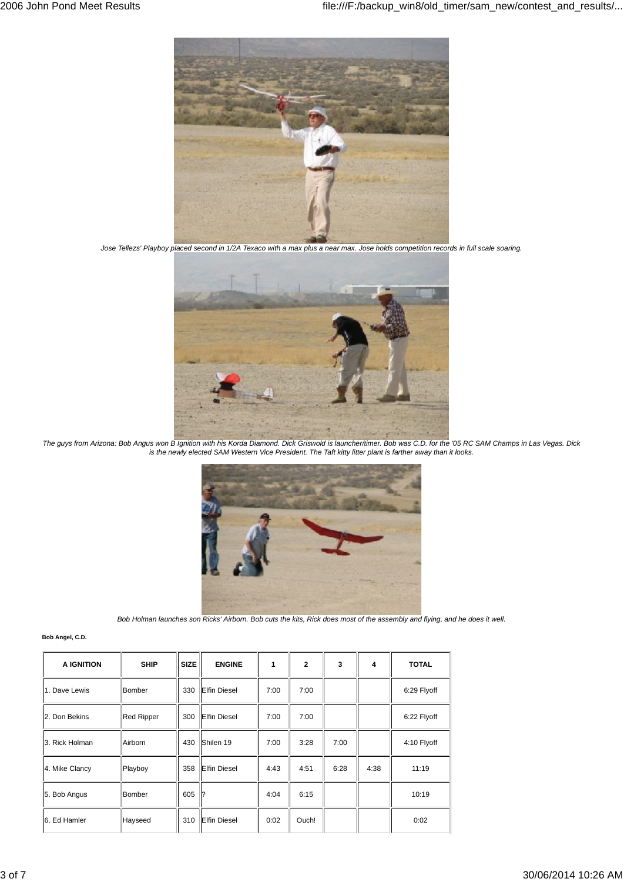*Jose Tellezs' Playboy placed second in 1/2A Texaco with a max plus a near max. Jose holds competition records in full scale soaring.*

*The guys from Arizona: Bob Angus won B Ignition with his Korda Diamond. Dick Griswold is launcher/timer. Bob was C.D. for the '05 RC SAM Champs in Las Vegas. Dick is the newly elected SAM Western Vice President. The Taft kitty litter plant is farther away than it looks.*

*Bob Holman launches son Ricks' Airborn. Bob cuts the kits, Rick does most of the assembly and flying, and he does it well.*

**Bob Angel, C.D.**

| A IGNITION | SHIP | SIZE | ENGINE | 1 | 2 | 3 | 4 | TOTAL |
|---|---|---|---|---|---|---|---|---|
| 1. Dave Lewis | Bomber | 330 | Elfin Diesel | 7:00 | 7:00 | | | 6:29 Flyoff |
| 2. Don Bekins | Red Ripper | 300 | Elfin Diesel | 7:00 | 7:00 | | | 6:22 Flyoff |
| 3. Rick Holman | Airborn | 430 | Shilen 19 | 7:00 | 3:28 | 7:00 | | 4:10 Flyoff |
| 4. Mike Clancy | Playboy | 358 | Elfin Diesel | 4:43 | 4:51 | 6:28 | 4:38 | 11:19 |
| 5. Bob Angus | Bomber | 605 | ? | 4:04 | 6:15 | | | 10:19 |
| 6. Ed Hamler | Hayseed | 310 | Elfin Diesel | 0:02 | Ouch! | | | 0:02 |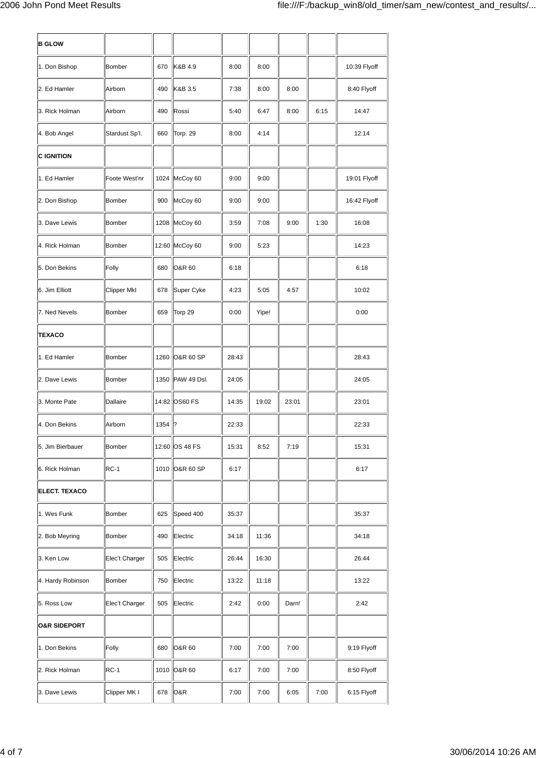| B GLOW | | | | | | | | |
|---|---|---|---|---|---|---|---|---|
| 1. Don Bishop | Bomber | 670 | K&B 4.9 | 8:00 | 8:00 | | | 10:39 Flyoff |
| 2. Ed Hamler | Airborn | 490 | K&B 3.5 | 7:38 | 8:00 | 8:00 | | 8:40 Flyoff |
| 3. Rick Holman | Airborn | 490 | Rossi | 5:40 | 6:47 | 8:00 | 6:15 | 14:47 |
| 4. Bob Angel | Stardust Sp'l. | 660 | Torp. 29 | 8:00 | 4:14 | | | 12:14 |
| **C IGNITION** | | | | | | | | |
| 1. Ed Hamler | Foote West'nr | 1024 | McCoy 60 | 9:00 | 9:00 | | | 19:01 Flyoff |
| 2. Don Bishop | Bomber | 900 | McCoy 60 | 9:00 | 9:00 | | | 16:42 Flyoff |
| 3. Dave Lewis | Bomber | 1208 | McCoy 60 | 3:59 | 7:08 | 9:00 | 1:30 | 16:08 |
| 4. Rick Holman | Bomber | 12:60 | McCoy 60 | 9:00 | 5:23 | | | 14:23 |
| 5. Don Bekins | Folly | 680 | O&R 60 | 6:18 | | | | 6:18 |
| 6. Jim Elliott | Clipper MkI | 678 | Super Cyke | 4:23 | 5:05 | 4:57 | | 10:02 |
| 7. Ned Nevels | Bomber | 659 | Torp 29 | 0:00 | Yipe! | | | 0:00 |
| **TEXACO** | | | | | | | | |
| 1. Ed Hamler | Bomber | 1260 | O&R 60 SP | 28:43 | | | | 28:43 |
| 2. Dave Lewis | Bomber | 1350 | PAW 49 Dsl. | 24:05 | | | | 24:05 |
| 3. Monte Pate | Dallaire | 14:82 | OS60 FS | 14:35 | 19:02 | 23:01 | | 23:01 |
| 4. Don Bekins | Airborn | 1354 | ? | 22:33 | | | | 22:33 |
| 5. Jim Bierbauer | Bomber | 12:60 | OS 48 FS | 15:31 | 8:52 | 7:19 | | 15:31 |
| 6. Rick Holman | RC-1 | 1010 | O&R 60 SP | 6:17 | | | | 6:17 |
| **ELECT. TEXACO** | | | | | | | | |
| 1. Wes Funk | Bomber | 625 | Speed 400 | 35:37 | | | | 35:37 |
| 2. Bob Meyring | Bomber | 490 | Electric | 34:18 | 11:36 | | | 34:18 |
| 3. Ken Low | Elec't Charger | 505 | Electric | 26:44 | 16:30 | | | 26:44 |
| 4. Hardy Robinson | Bomber | 750 | Electric | 13:22 | 11:18 | | | 13:22 |
| 5. Ross Low | Elec't Charger | 505 | Electric | 2:42 | 0:00 | Darn! | | 2:42 |
| **O&R SIDEPORT** | | | | | | | | |
| 1. Don Bekins | Folly | 680 | O&R 60 | 7:00 | 7:00 | 7:00 | | 9:19 Flyoff |
| 2. Rick Holman | RC-1 | 1010 | O&R 60 | 6:17 | 7:00 | 7:00 | | 8:50 Flyoff |
| 3. Dave Lewis | Clipper MK I | 678 | O&R | 7:00 | 7:00 | 6:05 | 7:00 | 6:15 Flyoff |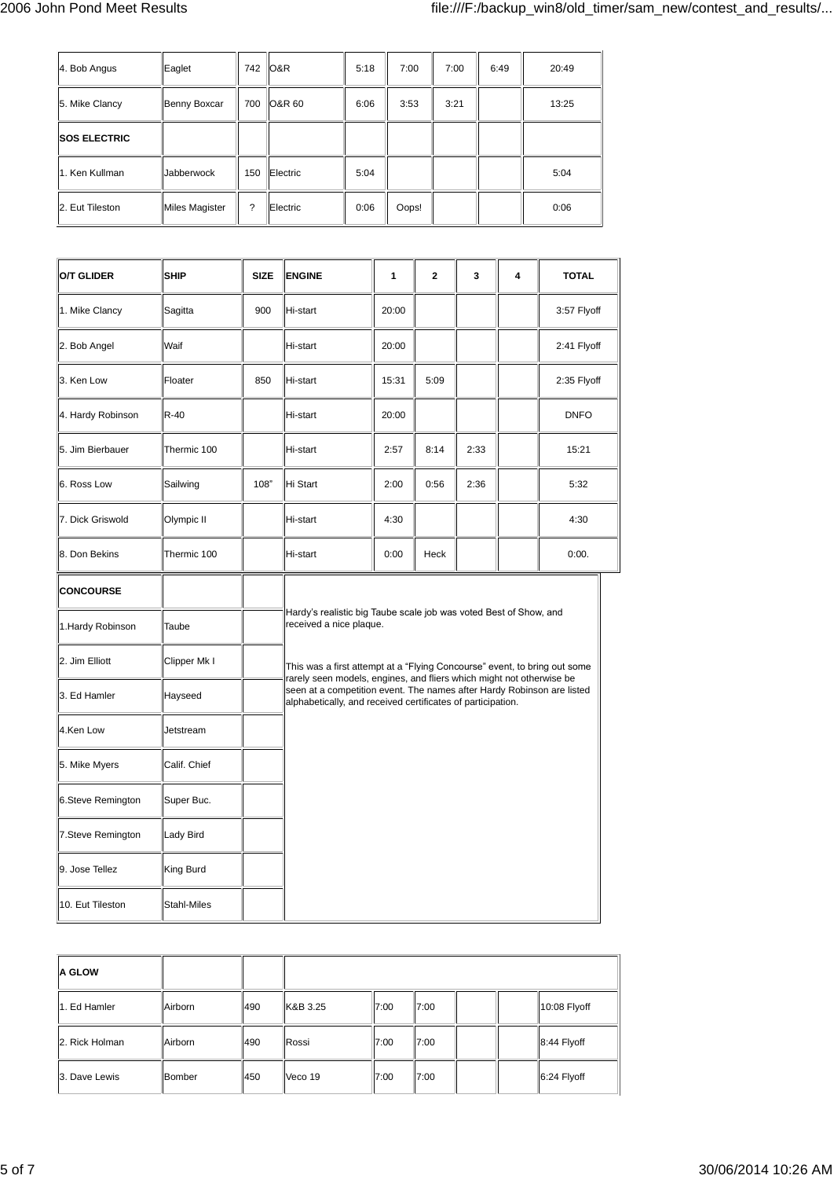| | | | | | | | | |
|---|---|---|---|---|---|---|---|---|
| 4. Bob Angus | Eaglet | 742 | O&R | 5:18 | 7:00 | 7:00 | 6:49 | 20:49 |
| 5. Mike Clancy | Benny Boxcar | 700 | O&R 60 | 6:06 | 3:53 | 3:21 | | 13:25 |
| **SOS ELECTRIC** | | | | | | | | |
| 1. Ken Kullman | Jabberwock | 150 | Electric | 5:04 | | | | 5:04 |
| 2. Eut Tileston | Miles Magister | ? | Electric | 0:06 | Oops! | | | 0:06 |

| **O/T GLIDER** | **SHIP** | **SIZE** | **ENGINE** | **1** | **2** | **3** | **4** | **TOTAL** |
|---|---|---|---|---|---|---|---|---|
| 1. Mike Clancy | Sagitta | 900 | Hi-start | 20:00 | | | | 3:57 Flyoff |
| 2. Bob Angel | Waif | | Hi-start | 20:00 | | | | 2:41 Flyoff |
| 3. Ken Low | Floater | 850 | Hi-start | 15:31 | 5:09 | | | 2:35 Flyoff |
| 4. Hardy Robinson | R-40 | | Hi-start | 20:00 | | | | DNFO |
| 5. Jim Bierbauer | Thermic 100 | | Hi-start | 2:57 | 8:14 | 2:33 | | 15:21 |
| 6. Ross Low | Sailwing | 108" | Hi Start | 2:00 | 0:56 | 2:36 | | 5:32 |
| 7. Dick Griswold | Olympic II | | Hi-start | 4:30 | | | | 4:30 |
| 8. Don Bekins | Thermic 100 | | Hi-start | 0:00 | Heck | | | 0:00. |

| **CONCOURSE** | | |
|---|---|---|
| 1.Hardy Robinson | Taube | |
| 2. Jim Elliott | Clipper Mk I | |
| 3. Ed Hamler | Hayseed | |
| 4.Ken Low | Jetstream | |
| 5. Mike Myers | Calif. Chief | |
| 6.Steve Remington | Super Buc. | |
| 7.Steve Remington | Lady Bird | |
| 9. Jose Tellez | King Burd | |
| 10. Eut Tileston | Stahl-Miles | |

Hardy's realistic big Taube scale job was voted Best of Show, and received a nice plaque.

This was a first attempt at a "Flying Concourse" event, to bring out some rarely seen models, engines, and fliers which might not otherwise be seen at a competition event. The names after Hardy Robinson are listed alphabetically, and received certificates of participation.

| **A GLOW** | | | | | | | | |
|---|---|---|---|---|---|---|---|---|
| 1. Ed Hamler | Airborn | 490 | K&B 3.25 | 7:00 | 7:00 | | | 10:08 Flyoff |
| 2. Rick Holman | Airborn | 490 | Rossi | 7:00 | 7:00 | | | 8:44 Flyoff |
| 3. Dave Lewis | Bomber | 450 | Veco 19 | 7:00 | 7:00 | | | 6:24 Flyoff |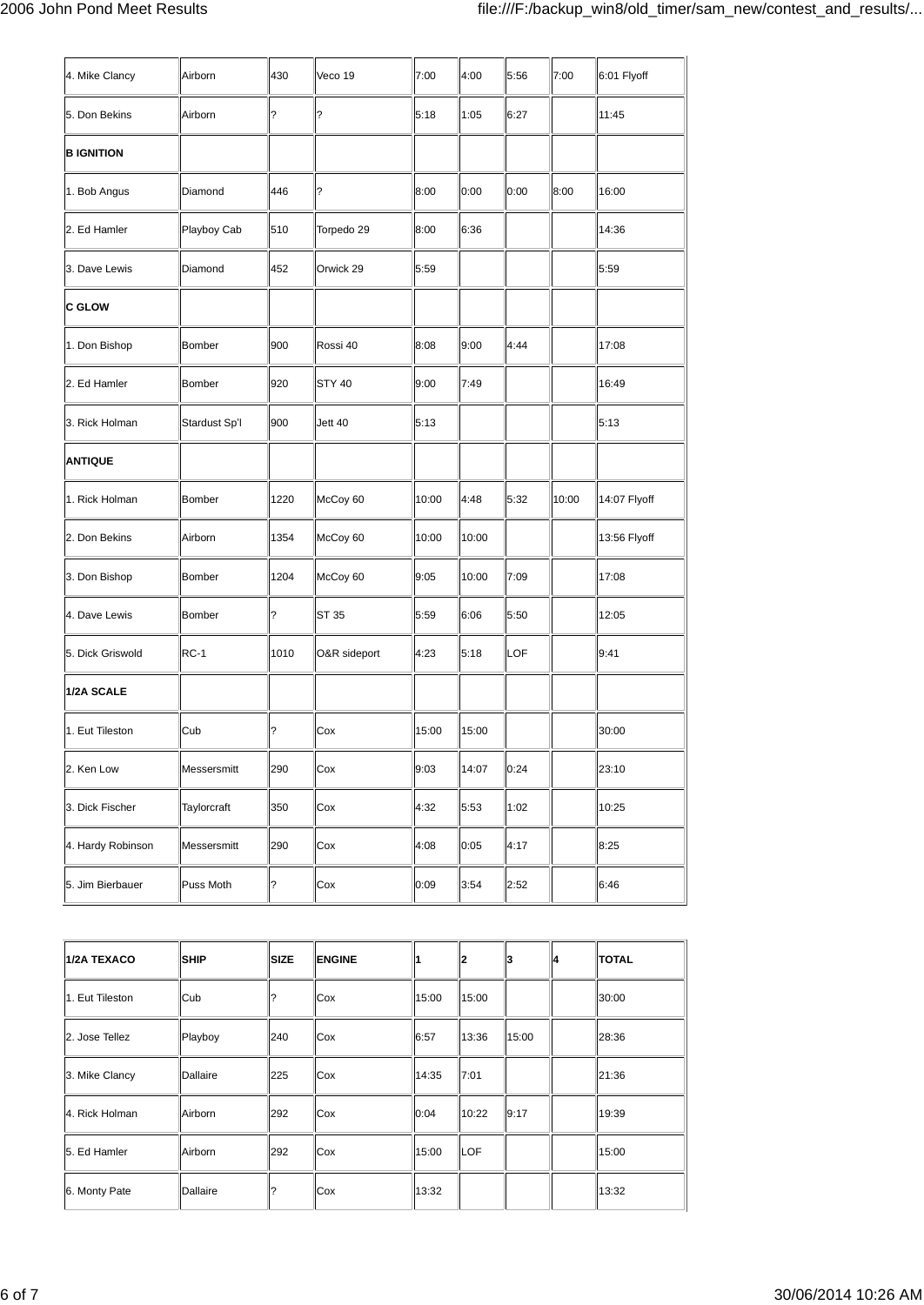| | | | | | | | | |
|---|---|---|---|---|---|---|---|---|
| 4. Mike Clancy | Airborn | 430 | Veco 19 | 7:00 | 4:00 | 5:56 | 7:00 | 6:01 Flyoff |
| 5. Don Bekins | Airborn | ? | ? | 5:18 | 1:05 | 6:27 | | 11:45 |
| **B IGNITION** | | | | | | | | |
| 1. Bob Angus | Diamond | 446 | ? | 8:00 | 0:00 | 0:00 | 8:00 | 16:00 |
| 2. Ed Hamler | Playboy Cab | 510 | Torpedo 29 | 8:00 | 6:36 | | | 14:36 |
| 3. Dave Lewis | Diamond | 452 | Orwick 29 | 5:59 | | | | 5:59 |
| **C GLOW** | | | | | | | | |
| 1. Don Bishop | Bomber | 900 | Rossi 40 | 8:08 | 9:00 | 4:44 | | 17:08 |
| 2. Ed Hamler | Bomber | 920 | STY 40 | 9:00 | 7:49 | | | 16:49 |
| 3. Rick Holman | Stardust Sp'l | 900 | Jett 40 | 5:13 | | | | 5:13 |
| **ANTIQUE** | | | | | | | | |
| 1. Rick Holman | Bomber | 1220 | McCoy 60 | 10:00 | 4:48 | 5:32 | 10:00 | 14:07 Flyoff |
| 2. Don Bekins | Airborn | 1354 | McCoy 60 | 10:00 | 10:00 | | | 13:56 Flyoff |
| 3. Don Bishop | Bomber | 1204 | McCoy 60 | 9:05 | 10:00 | 7:09 | | 17:08 |
| 4. Dave Lewis | Bomber | ? | ST 35 | 5:59 | 6:06 | 5:50 | | 12:05 |
| 5. Dick Griswold | RC-1 | 1010 | O&R sideport | 4:23 | 5:18 | LOF | | 9:41 |
| **1/2A SCALE** | | | | | | | | |
| 1. Eut Tileston | Cub | ? | Cox | 15:00 | 15:00 | | | 30:00 |
| 2. Ken Low | Messersmitt | 290 | Cox | 9:03 | 14:07 | 0:24 | | 23:10 |
| 3. Dick Fischer | Taylorcraft | 350 | Cox | 4:32 | 5:53 | 1:02 | | 10:25 |
| 4. Hardy Robinson | Messersmitt | 290 | Cox | 4:08 | 0:05 | 4:17 | | 8:25 |
| 5. Jim Bierbauer | Puss Moth | ? | Cox | 0:09 | 3:54 | 2:52 | | 6:46 |

| 1/2A TEXACO | SHIP | SIZE | ENGINE | 1 | 2 | 3 | 4 | TOTAL |
|---|---|---|---|---|---|---|---|---|
| 1. Eut Tileston | Cub | ? | Cox | 15:00 | 15:00 | | | 30:00 |
| 2. Jose Tellez | Playboy | 240 | Cox | 6:57 | 13:36 | 15:00 | | 28:36 |
| 3. Mike Clancy | Dallaire | 225 | Cox | 14:35 | 7:01 | | | 21:36 |
| 4. Rick Holman | Airborn | 292 | Cox | 0:04 | 10:22 | 9:17 | | 19:39 |
| 5. Ed Hamler | Airborn | 292 | Cox | 15:00 | LOF | | | 15:00 |
| 6. Monty Pate | Dallaire | ? | Cox | 13:32 | | | | 13:32 |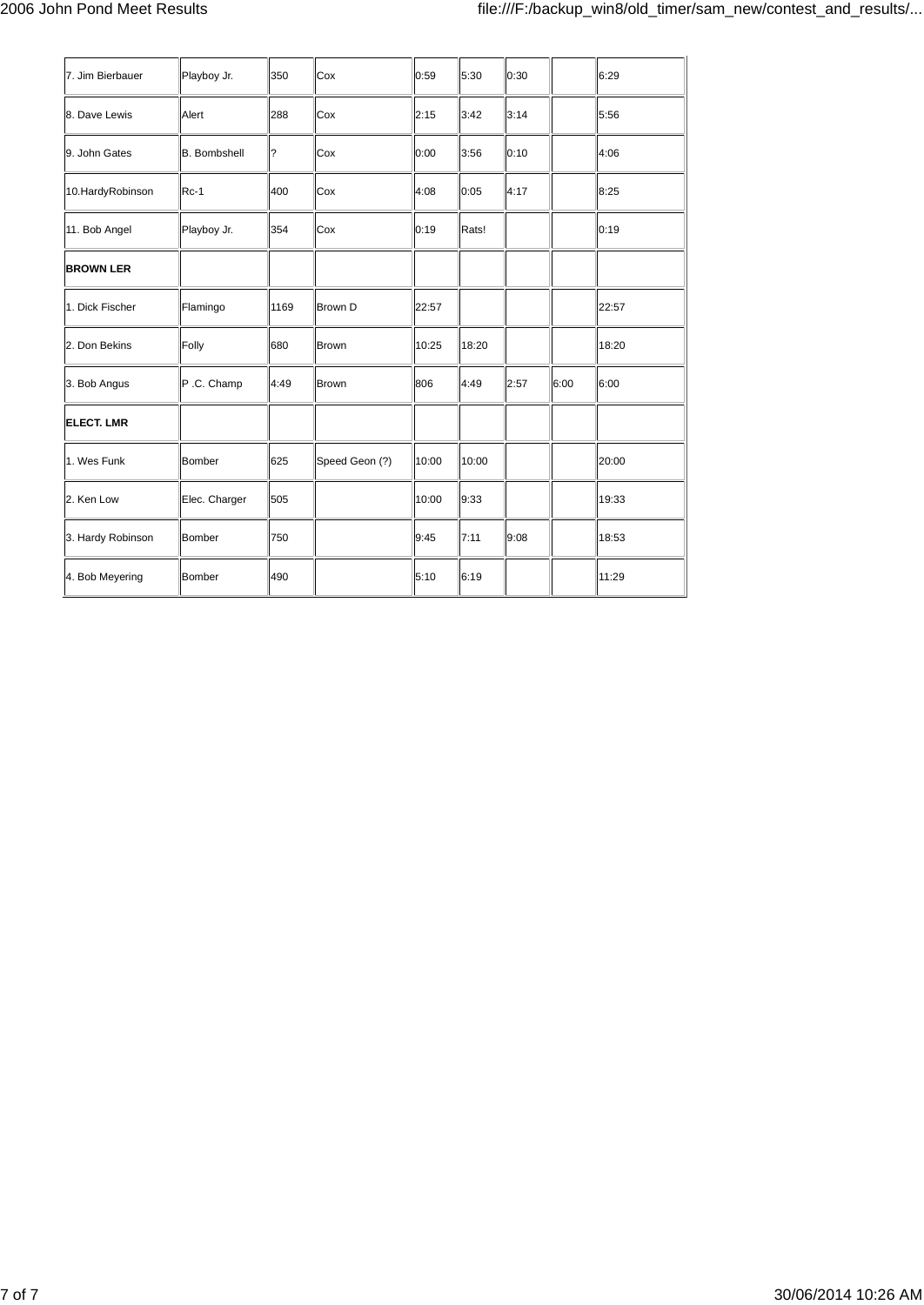| | | | | | | | | |
|---|---|---|---|---|---|---|---|---|
| 7. Jim Bierbauer | Playboy Jr. | 350 | Cox | 0:59 | 5:30 | 0:30 | | 6:29 |
| 8. Dave Lewis | Alert | 288 | Cox | 2:15 | 3:42 | 3:14 | | 5:56 |
| 9. John Gates | B. Bombshell | ? | Cox | 0:00 | 3:56 | 0:10 | | 4:06 |
| 10.HardyRobinson | Rc-1 | 400 | Cox | 4:08 | 0:05 | 4:17 | | 8:25 |
| 11. Bob Angel | Playboy Jr. | 354 | Cox | 0:19 | Rats! | | | 0:19 |
| **BROWN LER** | | | | | | | | |
| 1. Dick Fischer | Flamingo | 1169 | Brown D | 22:57 | | | | 22:57 |
| 2. Don Bekins | Folly | 680 | Brown | 10:25 | 18:20 | | | 18:20 |
| 3. Bob Angus | P .C. Champ | 4:49 | Brown | 806 | 4:49 | 2:57 | 6:00 | 6:00 |
| **ELECT. LMR** | | | | | | | | |
| 1. Wes Funk | Bomber | 625 | Speed Geon (?) | 10:00 | 10:00 | | | 20:00 |
| 2. Ken Low | Elec. Charger | 505 | | 10:00 | 9:33 | | | 19:33 |
| 3. Hardy Robinson | Bomber | 750 | | 9:45 | 7:11 | 9:08 | | 18:53 |
| 4. Bob Meyering | Bomber | 490 | | 5:10 | 6:19 | | | 11:29 |